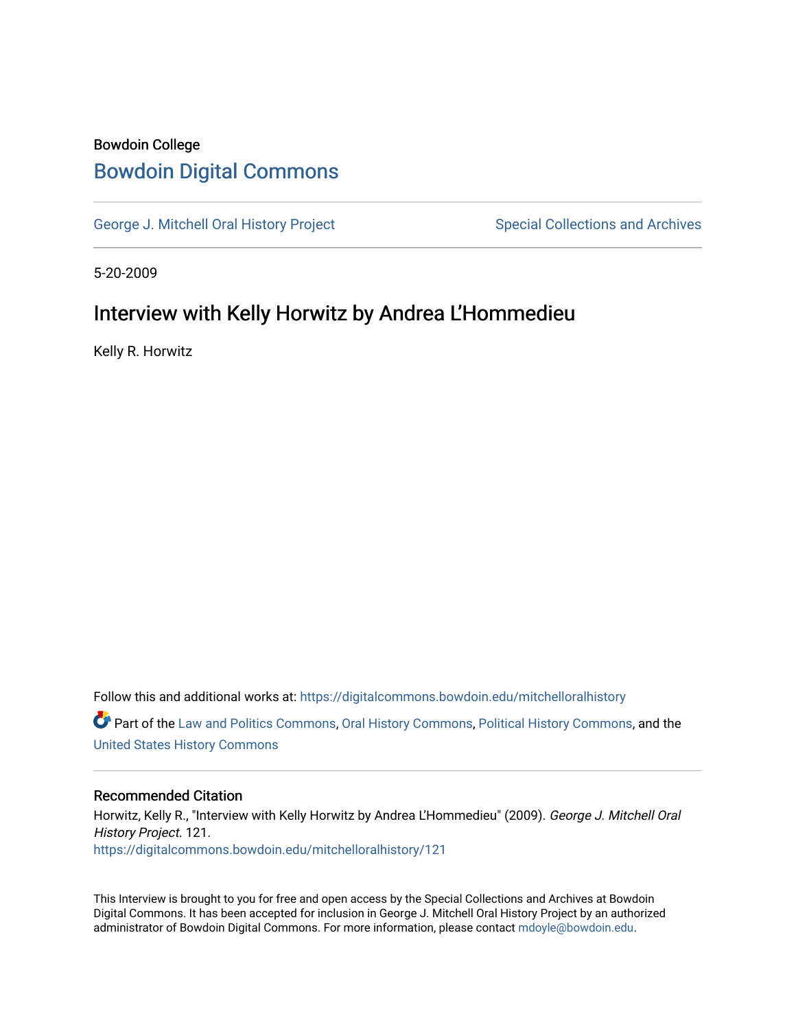Bowdoin College

# Bowdoin Digital Commons

George J. Mitchell Oral History Project

Special Collections and Archives

5-20-2009

## Interview with Kelly Horwitz by Andrea L'Hommedieu

Kelly R. Horwitz

Follow this and additional works at: https://digitalcommons.bowdoin.edu/mitchelloralhistory

Part of the Law and Politics Commons, Oral History Commons, Political History Commons, and the United States History Commons

### Recommended Citation

Horwitz, Kelly R., "Interview with Kelly Horwitz by Andrea L'Hommedieu" (2009). *George J. Mitchell Oral History Project*. 121.
https://digitalcommons.bowdoin.edu/mitchelloralhistory/121

This Interview is brought to you for free and open access by the Special Collections and Archives at Bowdoin Digital Commons. It has been accepted for inclusion in George J. Mitchell Oral History Project by an authorized administrator of Bowdoin Digital Commons. For more information, please contact mdoyle@bowdoin.edu.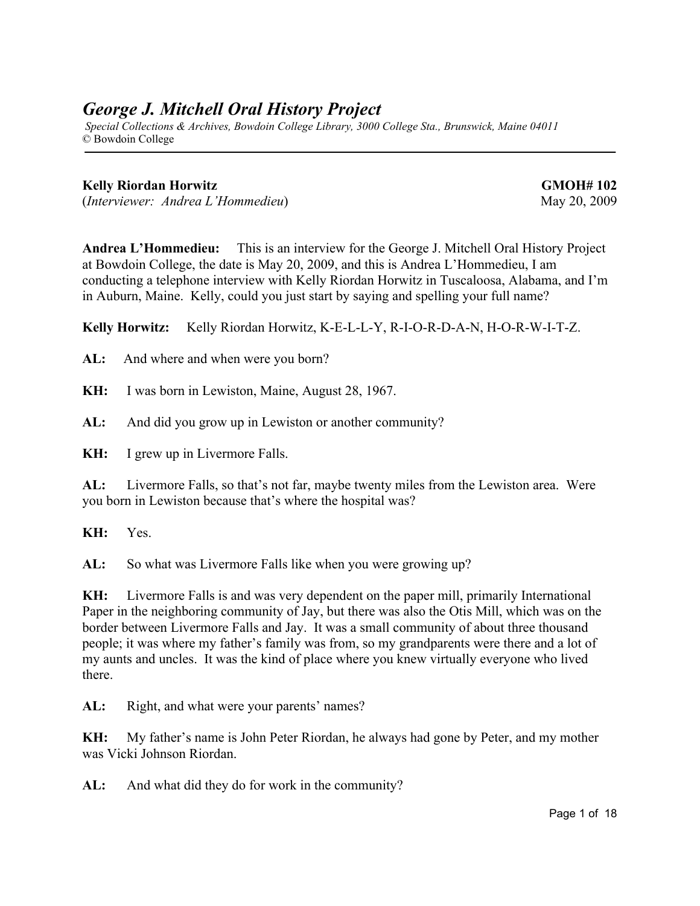# *George J. Mitchell Oral History Project*

*Special Collections & Archives, Bowdoin College Library, 3000 College Sta., Brunswick, Maine 04011*
© Bowdoin College

---

**Kelly Riordan Horwitz** **GMOH# 102**
(*Interviewer: Andrea L'Hommedieu*) May 20, 2009

**Andrea L'Hommedieu:** This is an interview for the George J. Mitchell Oral History Project at Bowdoin College, the date is May 20, 2009, and this is Andrea L'Hommedieu, I am conducting a telephone interview with Kelly Riordan Horwitz in Tuscaloosa, Alabama, and I'm in Auburn, Maine. Kelly, could you just start by saying and spelling your full name?

**Kelly Horwitz:** Kelly Riordan Horwitz, K-E-L-L-Y, R-I-O-R-D-A-N, H-O-R-W-I-T-Z.

**AL:** And where and when were you born?

**KH:** I was born in Lewiston, Maine, August 28, 1967.

**AL:** And did you grow up in Lewiston or another community?

**KH:** I grew up in Livermore Falls.

**AL:** Livermore Falls, so that's not far, maybe twenty miles from the Lewiston area. Were you born in Lewiston because that's where the hospital was?

**KH:** Yes.

**AL:** So what was Livermore Falls like when you were growing up?

**KH:** Livermore Falls is and was very dependent on the paper mill, primarily International Paper in the neighboring community of Jay, but there was also the Otis Mill, which was on the border between Livermore Falls and Jay. It was a small community of about three thousand people; it was where my father's family was from, so my grandparents were there and a lot of my aunts and uncles. It was the kind of place where you knew virtually everyone who lived there.

**AL:** Right, and what were your parents' names?

**KH:** My father's name is John Peter Riordan, he always had gone by Peter, and my mother was Vicki Johnson Riordan.

**AL:** And what did they do for work in the community?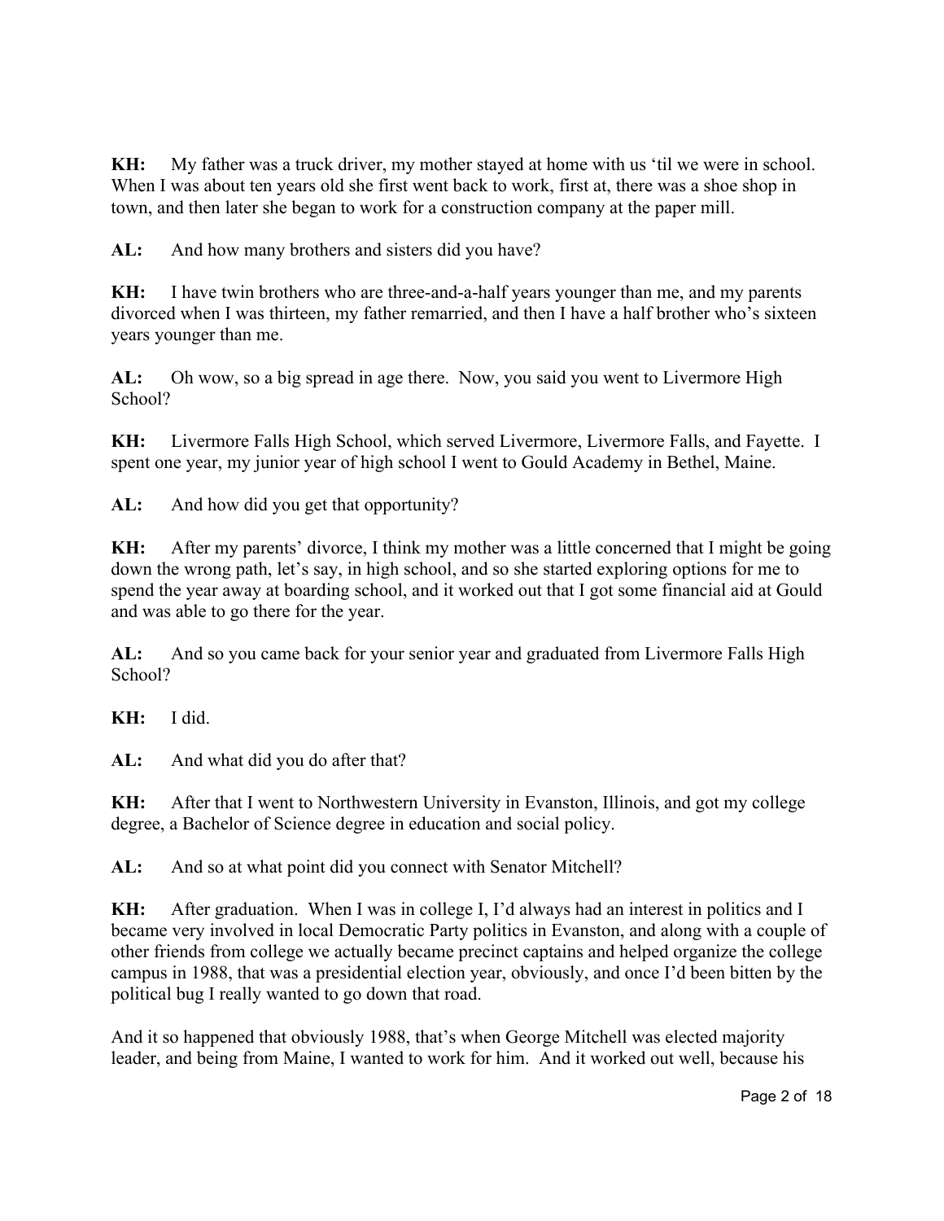**KH:** My father was a truck driver, my mother stayed at home with us 'til we were in school. When I was about ten years old she first went back to work, first at, there was a shoe shop in town, and then later she began to work for a construction company at the paper mill.

**AL:** And how many brothers and sisters did you have?

**KH:** I have twin brothers who are three-and-a-half years younger than me, and my parents divorced when I was thirteen, my father remarried, and then I have a half brother who's sixteen years younger than me.

**AL:** Oh wow, so a big spread in age there. Now, you said you went to Livermore High School?

**KH:** Livermore Falls High School, which served Livermore, Livermore Falls, and Fayette. I spent one year, my junior year of high school I went to Gould Academy in Bethel, Maine.

**AL:** And how did you get that opportunity?

**KH:** After my parents' divorce, I think my mother was a little concerned that I might be going down the wrong path, let's say, in high school, and so she started exploring options for me to spend the year away at boarding school, and it worked out that I got some financial aid at Gould and was able to go there for the year.

**AL:** And so you came back for your senior year and graduated from Livermore Falls High School?

**KH:** I did.

**AL:** And what did you do after that?

**KH:** After that I went to Northwestern University in Evanston, Illinois, and got my college degree, a Bachelor of Science degree in education and social policy.

**AL:** And so at what point did you connect with Senator Mitchell?

**KH:** After graduation. When I was in college I, I'd always had an interest in politics and I became very involved in local Democratic Party politics in Evanston, and along with a couple of other friends from college we actually became precinct captains and helped organize the college campus in 1988, that was a presidential election year, obviously, and once I'd been bitten by the political bug I really wanted to go down that road.

And it so happened that obviously 1988, that's when George Mitchell was elected majority leader, and being from Maine, I wanted to work for him. And it worked out well, because his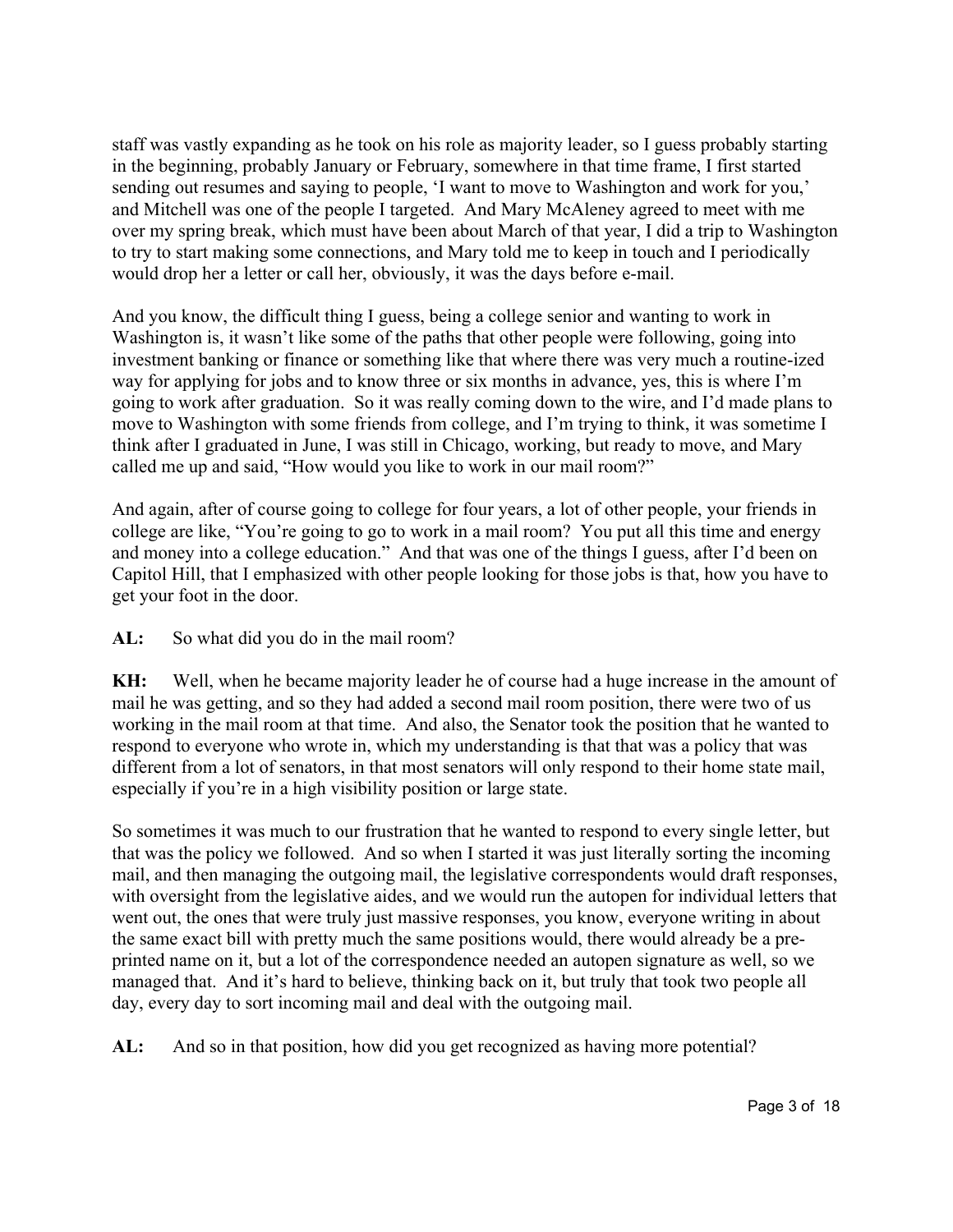staff was vastly expanding as he took on his role as majority leader, so I guess probably starting in the beginning, probably January or February, somewhere in that time frame, I first started sending out resumes and saying to people, 'I want to move to Washington and work for you,' and Mitchell was one of the people I targeted. And Mary McAleney agreed to meet with me over my spring break, which must have been about March of that year, I did a trip to Washington to try to start making some connections, and Mary told me to keep in touch and I periodically would drop her a letter or call her, obviously, it was the days before e-mail.

And you know, the difficult thing I guess, being a college senior and wanting to work in Washington is, it wasn't like some of the paths that other people were following, going into investment banking or finance or something like that where there was very much a routine-ized way for applying for jobs and to know three or six months in advance, yes, this is where I'm going to work after graduation. So it was really coming down to the wire, and I'd made plans to move to Washington with some friends from college, and I'm trying to think, it was sometime I think after I graduated in June, I was still in Chicago, working, but ready to move, and Mary called me up and said, "How would you like to work in our mail room?"

And again, after of course going to college for four years, a lot of other people, your friends in college are like, "You're going to go to work in a mail room? You put all this time and energy and money into a college education." And that was one of the things I guess, after I'd been on Capitol Hill, that I emphasized with other people looking for those jobs is that, how you have to get your foot in the door.

**AL:** So what did you do in the mail room?

**KH:** Well, when he became majority leader he of course had a huge increase in the amount of mail he was getting, and so they had added a second mail room position, there were two of us working in the mail room at that time. And also, the Senator took the position that he wanted to respond to everyone who wrote in, which my understanding is that that was a policy that was different from a lot of senators, in that most senators will only respond to their home state mail, especially if you're in a high visibility position or large state.

So sometimes it was much to our frustration that he wanted to respond to every single letter, but that was the policy we followed. And so when I started it was just literally sorting the incoming mail, and then managing the outgoing mail, the legislative correspondents would draft responses, with oversight from the legislative aides, and we would run the autopen for individual letters that went out, the ones that were truly just massive responses, you know, everyone writing in about the same exact bill with pretty much the same positions would, there would already be a pre-printed name on it, but a lot of the correspondence needed an autopen signature as well, so we managed that. And it's hard to believe, thinking back on it, but truly that took two people all day, every day to sort incoming mail and deal with the outgoing mail.

**AL:** And so in that position, how did you get recognized as having more potential?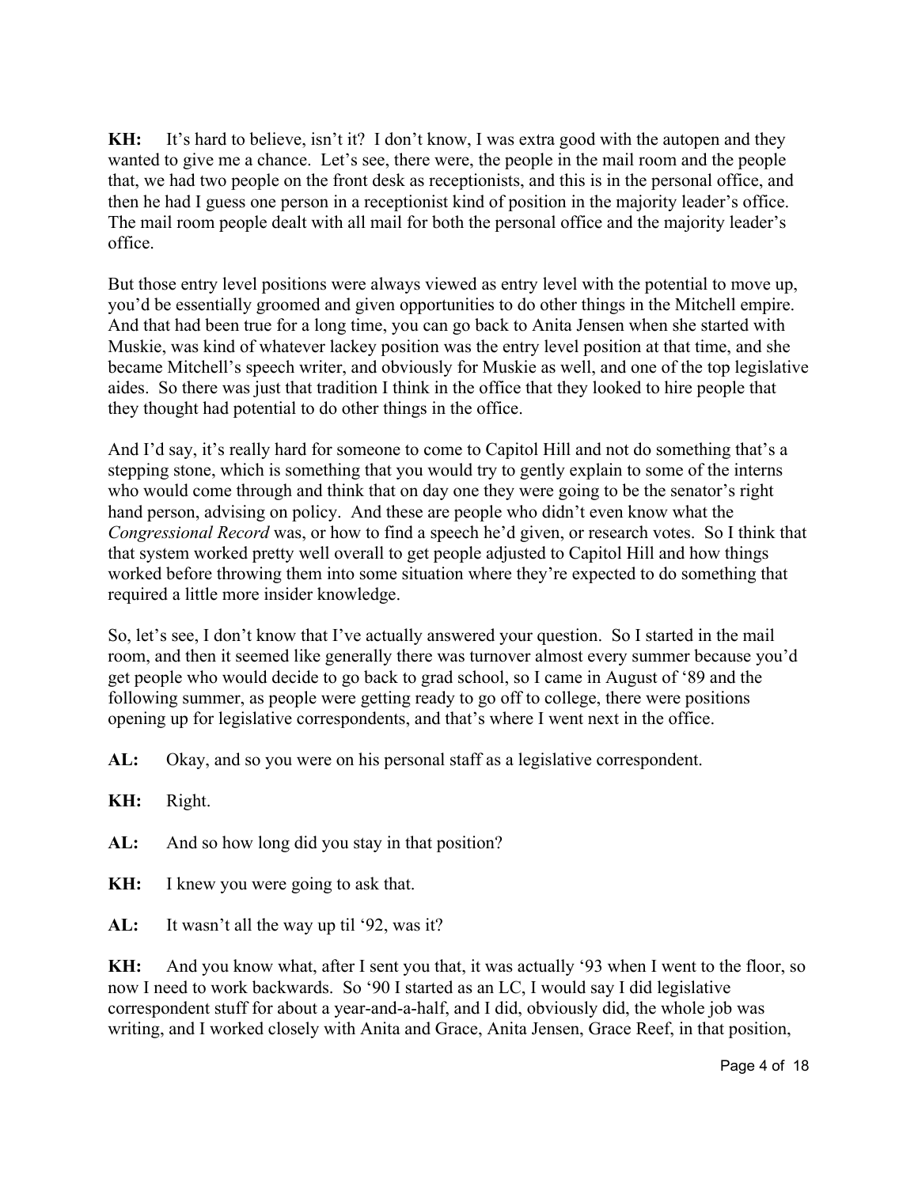**KH:** It's hard to believe, isn't it? I don't know, I was extra good with the autopen and they wanted to give me a chance. Let's see, there were, the people in the mail room and the people that, we had two people on the front desk as receptionists, and this is in the personal office, and then he had I guess one person in a receptionist kind of position in the majority leader's office. The mail room people dealt with all mail for both the personal office and the majority leader's office.

But those entry level positions were always viewed as entry level with the potential to move up, you'd be essentially groomed and given opportunities to do other things in the Mitchell empire. And that had been true for a long time, you can go back to Anita Jensen when she started with Muskie, was kind of whatever lackey position was the entry level position at that time, and she became Mitchell's speech writer, and obviously for Muskie as well, and one of the top legislative aides. So there was just that tradition I think in the office that they looked to hire people that they thought had potential to do other things in the office.

And I'd say, it's really hard for someone to come to Capitol Hill and not do something that's a stepping stone, which is something that you would try to gently explain to some of the interns who would come through and think that on day one they were going to be the senator's right hand person, advising on policy. And these are people who didn't even know what the *Congressional Record* was, or how to find a speech he'd given, or research votes. So I think that that system worked pretty well overall to get people adjusted to Capitol Hill and how things worked before throwing them into some situation where they're expected to do something that required a little more insider knowledge.

So, let's see, I don't know that I've actually answered your question. So I started in the mail room, and then it seemed like generally there was turnover almost every summer because you'd get people who would decide to go back to grad school, so I came in August of '89 and the following summer, as people were getting ready to go off to college, there were positions opening up for legislative correspondents, and that's where I went next in the office.

**AL:** Okay, and so you were on his personal staff as a legislative correspondent.

**KH:** Right.

**AL:** And so how long did you stay in that position?

**KH:** I knew you were going to ask that.

**AL:** It wasn't all the way up til '92, was it?

**KH:** And you know what, after I sent you that, it was actually '93 when I went to the floor, so now I need to work backwards. So '90 I started as an LC, I would say I did legislative correspondent stuff for about a year-and-a-half, and I did, obviously did, the whole job was writing, and I worked closely with Anita and Grace, Anita Jensen, Grace Reef, in that position,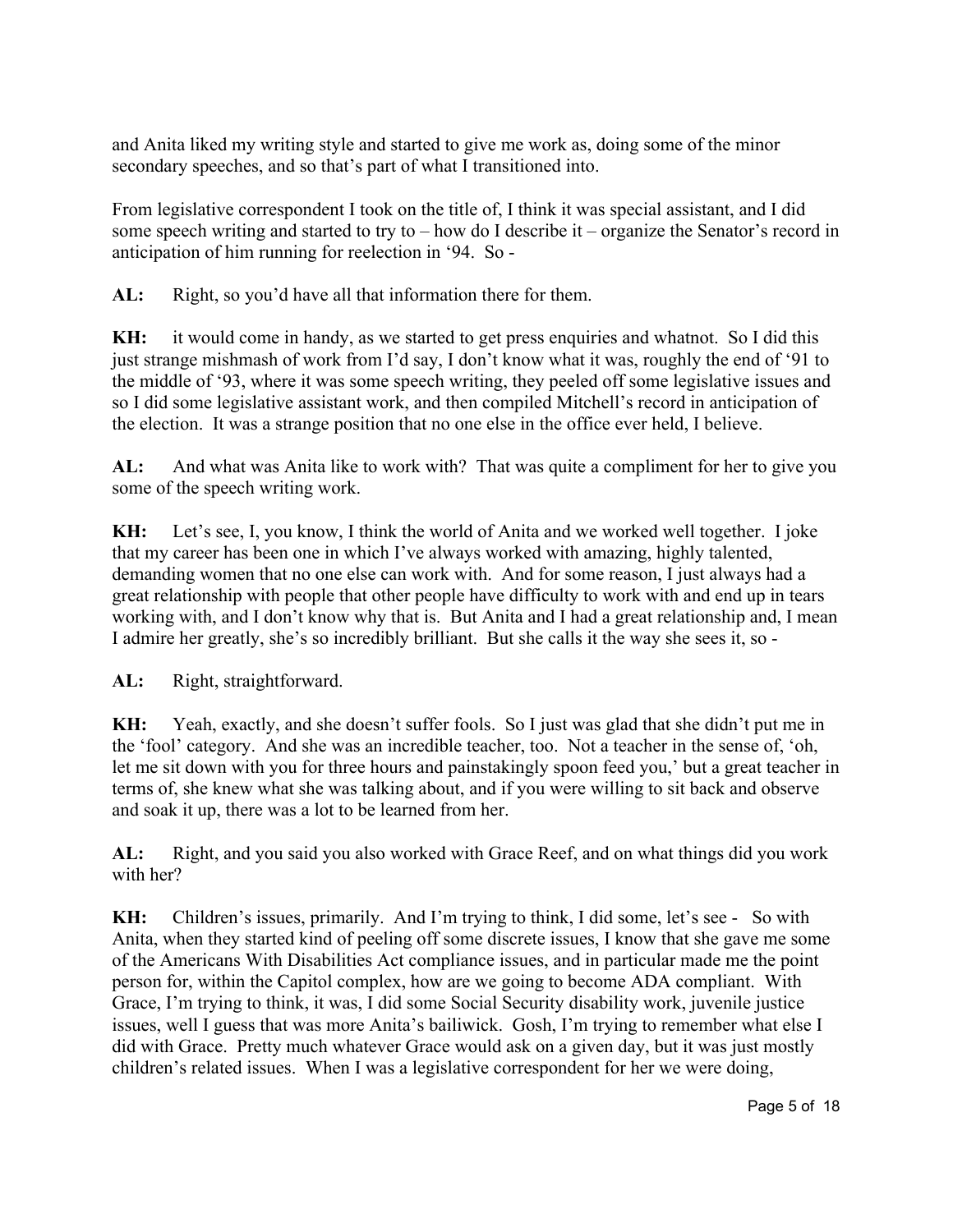and Anita liked my writing style and started to give me work as, doing some of the minor secondary speeches, and so that's part of what I transitioned into.

From legislative correspondent I took on the title of, I think it was special assistant, and I did some speech writing and started to try to – how do I describe it – organize the Senator's record in anticipation of him running for reelection in '94. So -

**AL:** Right, so you'd have all that information there for them.

**KH:** it would come in handy, as we started to get press enquiries and whatnot. So I did this just strange mishmash of work from I'd say, I don't know what it was, roughly the end of '91 to the middle of '93, where it was some speech writing, they peeled off some legislative issues and so I did some legislative assistant work, and then compiled Mitchell's record in anticipation of the election. It was a strange position that no one else in the office ever held, I believe.

**AL:** And what was Anita like to work with? That was quite a compliment for her to give you some of the speech writing work.

**KH:** Let's see, I, you know, I think the world of Anita and we worked well together. I joke that my career has been one in which I've always worked with amazing, highly talented, demanding women that no one else can work with. And for some reason, I just always had a great relationship with people that other people have difficulty to work with and end up in tears working with, and I don't know why that is. But Anita and I had a great relationship and, I mean I admire her greatly, she's so incredibly brilliant. But she calls it the way she sees it, so -

**AL:** Right, straightforward.

**KH:** Yeah, exactly, and she doesn't suffer fools. So I just was glad that she didn't put me in the 'fool' category. And she was an incredible teacher, too. Not a teacher in the sense of, 'oh, let me sit down with you for three hours and painstakingly spoon feed you,' but a great teacher in terms of, she knew what she was talking about, and if you were willing to sit back and observe and soak it up, there was a lot to be learned from her.

**AL:** Right, and you said you also worked with Grace Reef, and on what things did you work with her?

**KH:** Children's issues, primarily. And I'm trying to think, I did some, let's see - So with Anita, when they started kind of peeling off some discrete issues, I know that she gave me some of the Americans With Disabilities Act compliance issues, and in particular made me the point person for, within the Capitol complex, how are we going to become ADA compliant. With Grace, I'm trying to think, it was, I did some Social Security disability work, juvenile justice issues, well I guess that was more Anita's bailiwick. Gosh, I'm trying to remember what else I did with Grace. Pretty much whatever Grace would ask on a given day, but it was just mostly children's related issues. When I was a legislative correspondent for her we were doing,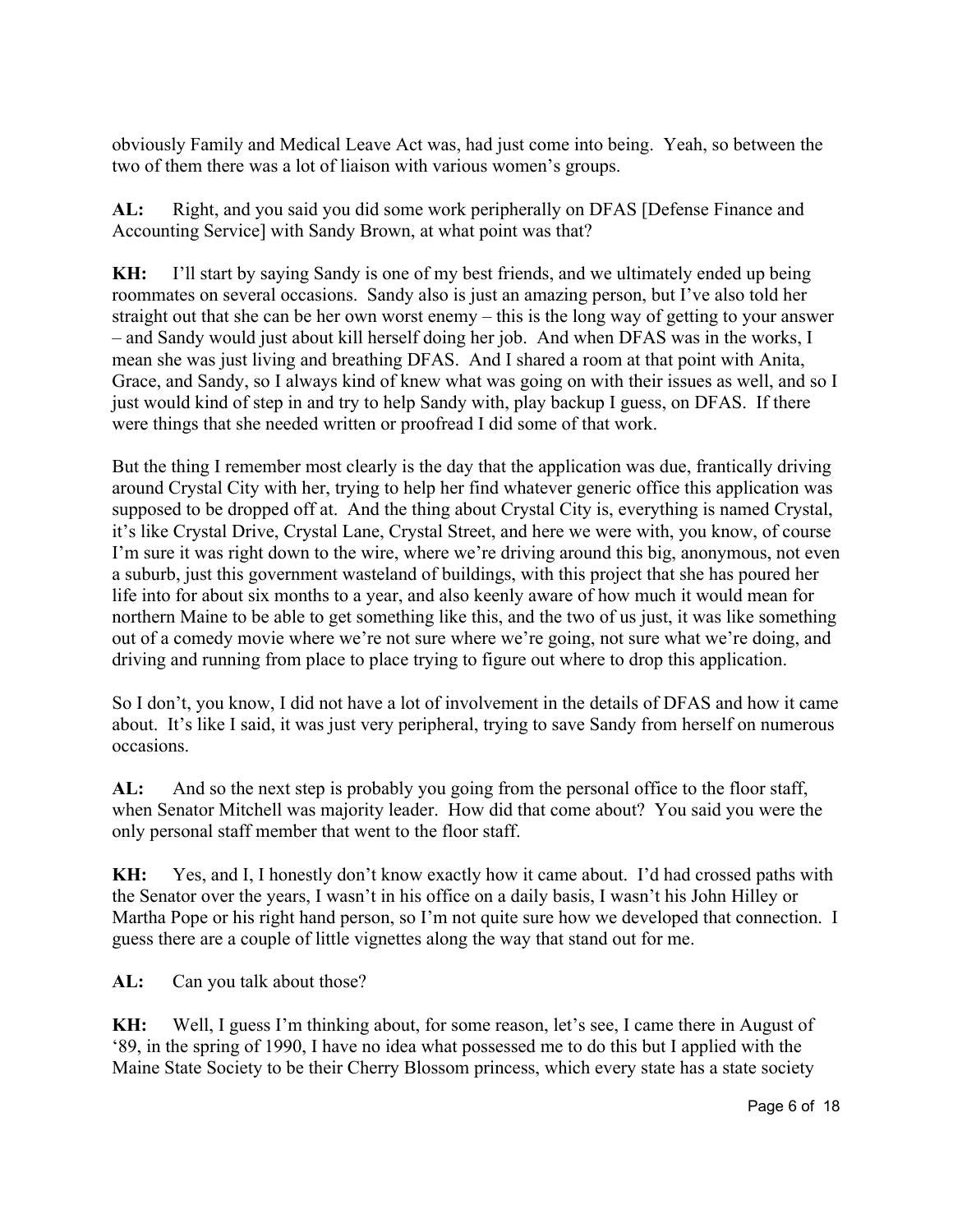obviously Family and Medical Leave Act was, had just come into being. Yeah, so between the two of them there was a lot of liaison with various women's groups.

**AL:** Right, and you said you did some work peripherally on DFAS [Defense Finance and Accounting Service] with Sandy Brown, at what point was that?

**KH:** I'll start by saying Sandy is one of my best friends, and we ultimately ended up being roommates on several occasions. Sandy also is just an amazing person, but I've also told her straight out that she can be her own worst enemy – this is the long way of getting to your answer – and Sandy would just about kill herself doing her job. And when DFAS was in the works, I mean she was just living and breathing DFAS. And I shared a room at that point with Anita, Grace, and Sandy, so I always kind of knew what was going on with their issues as well, and so I just would kind of step in and try to help Sandy with, play backup I guess, on DFAS. If there were things that she needed written or proofread I did some of that work.

But the thing I remember most clearly is the day that the application was due, frantically driving around Crystal City with her, trying to help her find whatever generic office this application was supposed to be dropped off at. And the thing about Crystal City is, everything is named Crystal, it's like Crystal Drive, Crystal Lane, Crystal Street, and here we were with, you know, of course I'm sure it was right down to the wire, where we're driving around this big, anonymous, not even a suburb, just this government wasteland of buildings, with this project that she has poured her life into for about six months to a year, and also keenly aware of how much it would mean for northern Maine to be able to get something like this, and the two of us just, it was like something out of a comedy movie where we're not sure where we're going, not sure what we're doing, and driving and running from place to place trying to figure out where to drop this application.

So I don't, you know, I did not have a lot of involvement in the details of DFAS and how it came about. It's like I said, it was just very peripheral, trying to save Sandy from herself on numerous occasions.

**AL:** And so the next step is probably you going from the personal office to the floor staff, when Senator Mitchell was majority leader. How did that come about? You said you were the only personal staff member that went to the floor staff.

**KH:** Yes, and I, I honestly don't know exactly how it came about. I'd had crossed paths with the Senator over the years, I wasn't in his office on a daily basis, I wasn't his John Hilley or Martha Pope or his right hand person, so I'm not quite sure how we developed that connection. I guess there are a couple of little vignettes along the way that stand out for me.

**AL:** Can you talk about those?

**KH:** Well, I guess I'm thinking about, for some reason, let's see, I came there in August of '89, in the spring of 1990, I have no idea what possessed me to do this but I applied with the Maine State Society to be their Cherry Blossom princess, which every state has a state society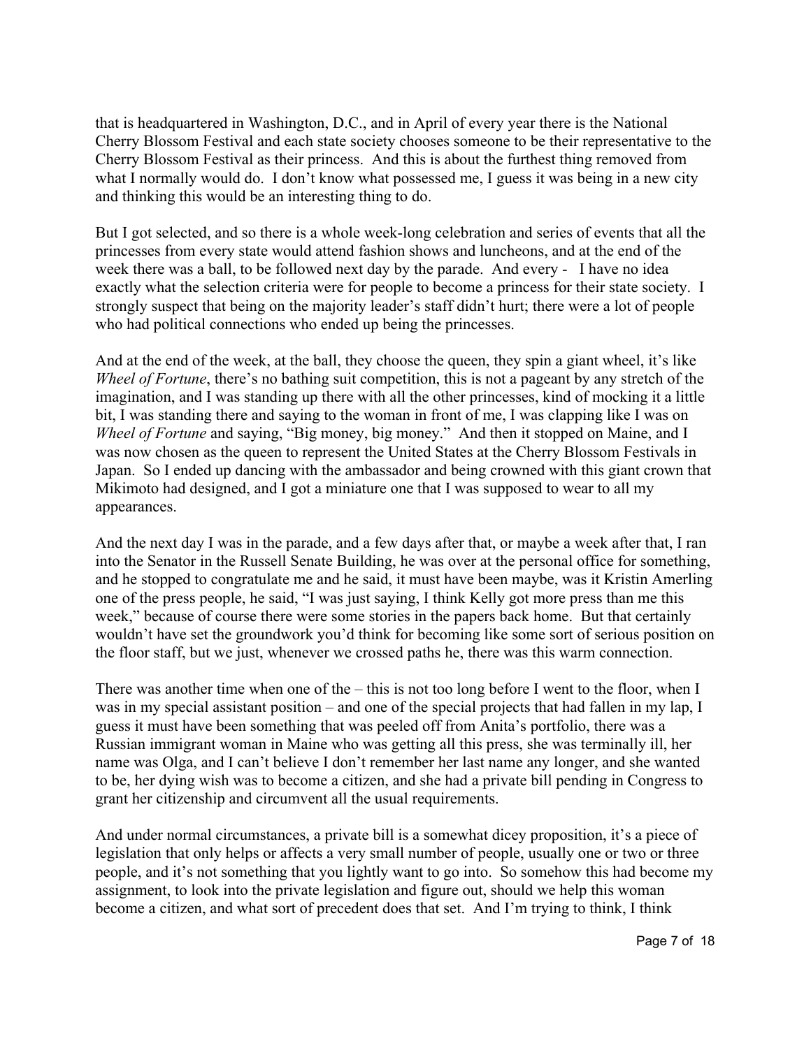that is headquartered in Washington, D.C., and in April of every year there is the National Cherry Blossom Festival and each state society chooses someone to be their representative to the Cherry Blossom Festival as their princess. And this is about the furthest thing removed from what I normally would do. I don't know what possessed me, I guess it was being in a new city and thinking this would be an interesting thing to do.

But I got selected, and so there is a whole week-long celebration and series of events that all the princesses from every state would attend fashion shows and luncheons, and at the end of the week there was a ball, to be followed next day by the parade. And every - I have no idea exactly what the selection criteria were for people to become a princess for their state society. I strongly suspect that being on the majority leader's staff didn't hurt; there were a lot of people who had political connections who ended up being the princesses.

And at the end of the week, at the ball, they choose the queen, they spin a giant wheel, it's like *Wheel of Fortune*, there's no bathing suit competition, this is not a pageant by any stretch of the imagination, and I was standing up there with all the other princesses, kind of mocking it a little bit, I was standing there and saying to the woman in front of me, I was clapping like I was on *Wheel of Fortune* and saying, "Big money, big money." And then it stopped on Maine, and I was now chosen as the queen to represent the United States at the Cherry Blossom Festivals in Japan. So I ended up dancing with the ambassador and being crowned with this giant crown that Mikimoto had designed, and I got a miniature one that I was supposed to wear to all my appearances.

And the next day I was in the parade, and a few days after that, or maybe a week after that, I ran into the Senator in the Russell Senate Building, he was over at the personal office for something, and he stopped to congratulate me and he said, it must have been maybe, was it Kristin Amerling one of the press people, he said, "I was just saying, I think Kelly got more press than me this week," because of course there were some stories in the papers back home. But that certainly wouldn't have set the groundwork you'd think for becoming like some sort of serious position on the floor staff, but we just, whenever we crossed paths he, there was this warm connection.

There was another time when one of the – this is not too long before I went to the floor, when I was in my special assistant position – and one of the special projects that had fallen in my lap, I guess it must have been something that was peeled off from Anita's portfolio, there was a Russian immigrant woman in Maine who was getting all this press, she was terminally ill, her name was Olga, and I can't believe I don't remember her last name any longer, and she wanted to be, her dying wish was to become a citizen, and she had a private bill pending in Congress to grant her citizenship and circumvent all the usual requirements.

And under normal circumstances, a private bill is a somewhat dicey proposition, it's a piece of legislation that only helps or affects a very small number of people, usually one or two or three people, and it's not something that you lightly want to go into. So somehow this had become my assignment, to look into the private legislation and figure out, should we help this woman become a citizen, and what sort of precedent does that set. And I'm trying to think, I think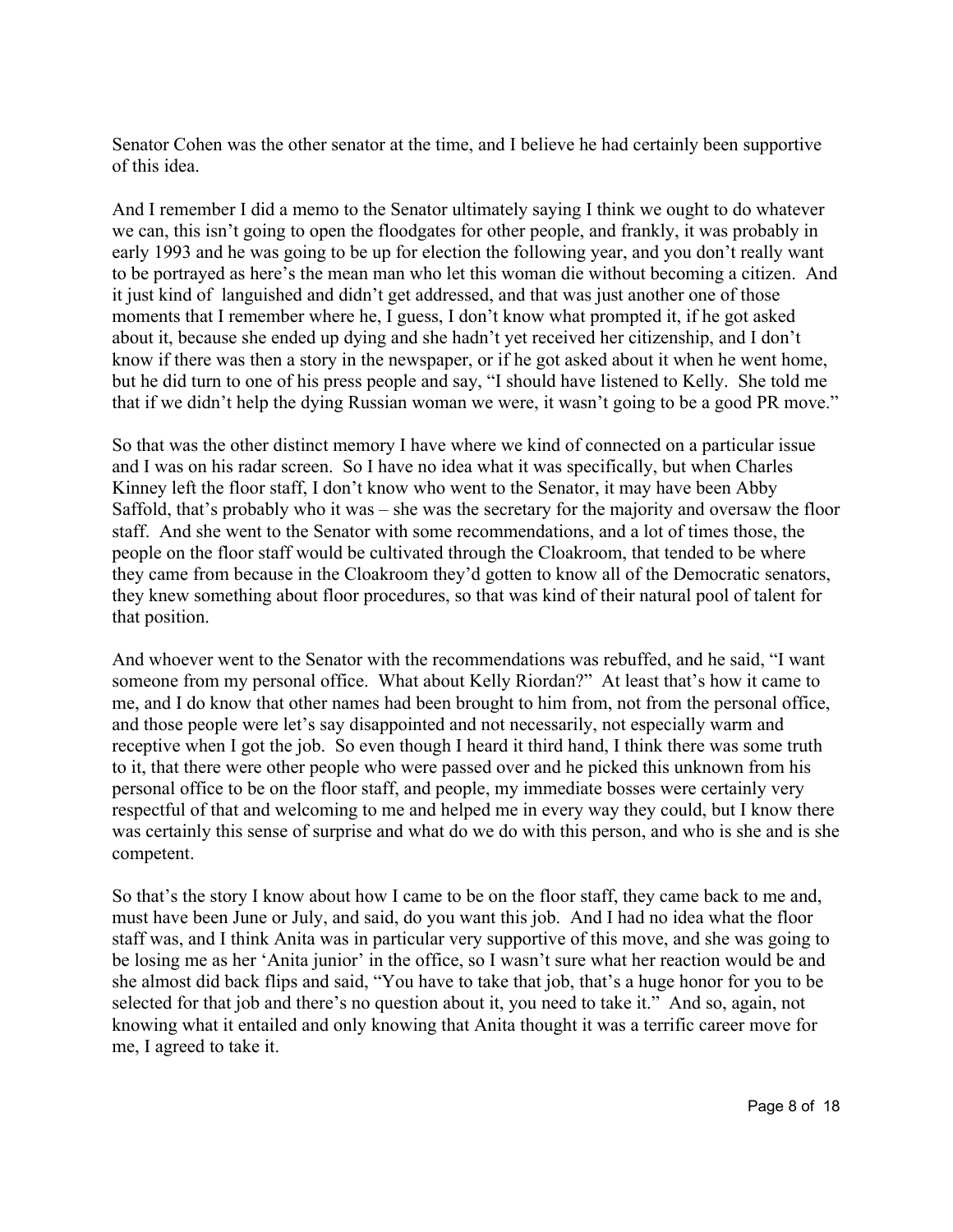Senator Cohen was the other senator at the time, and I believe he had certainly been supportive of this idea.

And I remember I did a memo to the Senator ultimately saying I think we ought to do whatever we can, this isn't going to open the floodgates for other people, and frankly, it was probably in early 1993 and he was going to be up for election the following year, and you don't really want to be portrayed as here's the mean man who let this woman die without becoming a citizen. And it just kind of languished and didn't get addressed, and that was just another one of those moments that I remember where he, I guess, I don't know what prompted it, if he got asked about it, because she ended up dying and she hadn't yet received her citizenship, and I don't know if there was then a story in the newspaper, or if he got asked about it when he went home, but he did turn to one of his press people and say, "I should have listened to Kelly. She told me that if we didn't help the dying Russian woman we were, it wasn't going to be a good PR move."

So that was the other distinct memory I have where we kind of connected on a particular issue and I was on his radar screen. So I have no idea what it was specifically, but when Charles Kinney left the floor staff, I don't know who went to the Senator, it may have been Abby Saffold, that's probably who it was – she was the secretary for the majority and oversaw the floor staff. And she went to the Senator with some recommendations, and a lot of times those, the people on the floor staff would be cultivated through the Cloakroom, that tended to be where they came from because in the Cloakroom they'd gotten to know all of the Democratic senators, they knew something about floor procedures, so that was kind of their natural pool of talent for that position.

And whoever went to the Senator with the recommendations was rebuffed, and he said, "I want someone from my personal office. What about Kelly Riordan?" At least that's how it came to me, and I do know that other names had been brought to him from, not from the personal office, and those people were let's say disappointed and not necessarily, not especially warm and receptive when I got the job. So even though I heard it third hand, I think there was some truth to it, that there were other people who were passed over and he picked this unknown from his personal office to be on the floor staff, and people, my immediate bosses were certainly very respectful of that and welcoming to me and helped me in every way they could, but I know there was certainly this sense of surprise and what do we do with this person, and who is she and is she competent.

So that's the story I know about how I came to be on the floor staff, they came back to me and, must have been June or July, and said, do you want this job. And I had no idea what the floor staff was, and I think Anita was in particular very supportive of this move, and she was going to be losing me as her 'Anita junior' in the office, so I wasn't sure what her reaction would be and she almost did back flips and said, "You have to take that job, that's a huge honor for you to be selected for that job and there's no question about it, you need to take it." And so, again, not knowing what it entailed and only knowing that Anita thought it was a terrific career move for me, I agreed to take it.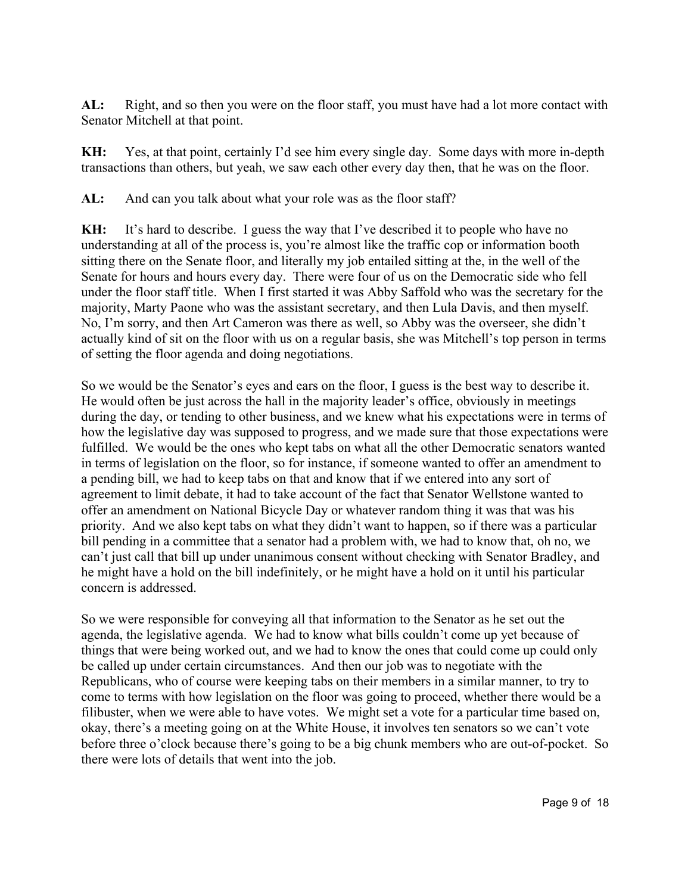**AL:** Right, and so then you were on the floor staff, you must have had a lot more contact with Senator Mitchell at that point.

**KH:** Yes, at that point, certainly I'd see him every single day. Some days with more in-depth transactions than others, but yeah, we saw each other every day then, that he was on the floor.

**AL:** And can you talk about what your role was as the floor staff?

**KH:** It's hard to describe. I guess the way that I've described it to people who have no understanding at all of the process is, you're almost like the traffic cop or information booth sitting there on the Senate floor, and literally my job entailed sitting at the, in the well of the Senate for hours and hours every day. There were four of us on the Democratic side who fell under the floor staff title. When I first started it was Abby Saffold who was the secretary for the majority, Marty Paone who was the assistant secretary, and then Lula Davis, and then myself. No, I'm sorry, and then Art Cameron was there as well, so Abby was the overseer, she didn't actually kind of sit on the floor with us on a regular basis, she was Mitchell's top person in terms of setting the floor agenda and doing negotiations.

So we would be the Senator's eyes and ears on the floor, I guess is the best way to describe it. He would often be just across the hall in the majority leader's office, obviously in meetings during the day, or tending to other business, and we knew what his expectations were in terms of how the legislative day was supposed to progress, and we made sure that those expectations were fulfilled. We would be the ones who kept tabs on what all the other Democratic senators wanted in terms of legislation on the floor, so for instance, if someone wanted to offer an amendment to a pending bill, we had to keep tabs on that and know that if we entered into any sort of agreement to limit debate, it had to take account of the fact that Senator Wellstone wanted to offer an amendment on National Bicycle Day or whatever random thing it was that was his priority. And we also kept tabs on what they didn't want to happen, so if there was a particular bill pending in a committee that a senator had a problem with, we had to know that, oh no, we can't just call that bill up under unanimous consent without checking with Senator Bradley, and he might have a hold on the bill indefinitely, or he might have a hold on it until his particular concern is addressed.

So we were responsible for conveying all that information to the Senator as he set out the agenda, the legislative agenda. We had to know what bills couldn't come up yet because of things that were being worked out, and we had to know the ones that could come up could only be called up under certain circumstances. And then our job was to negotiate with the Republicans, who of course were keeping tabs on their members in a similar manner, to try to come to terms with how legislation on the floor was going to proceed, whether there would be a filibuster, when we were able to have votes. We might set a vote for a particular time based on, okay, there's a meeting going on at the White House, it involves ten senators so we can't vote before three o'clock because there's going to be a big chunk members who are out-of-pocket. So there were lots of details that went into the job.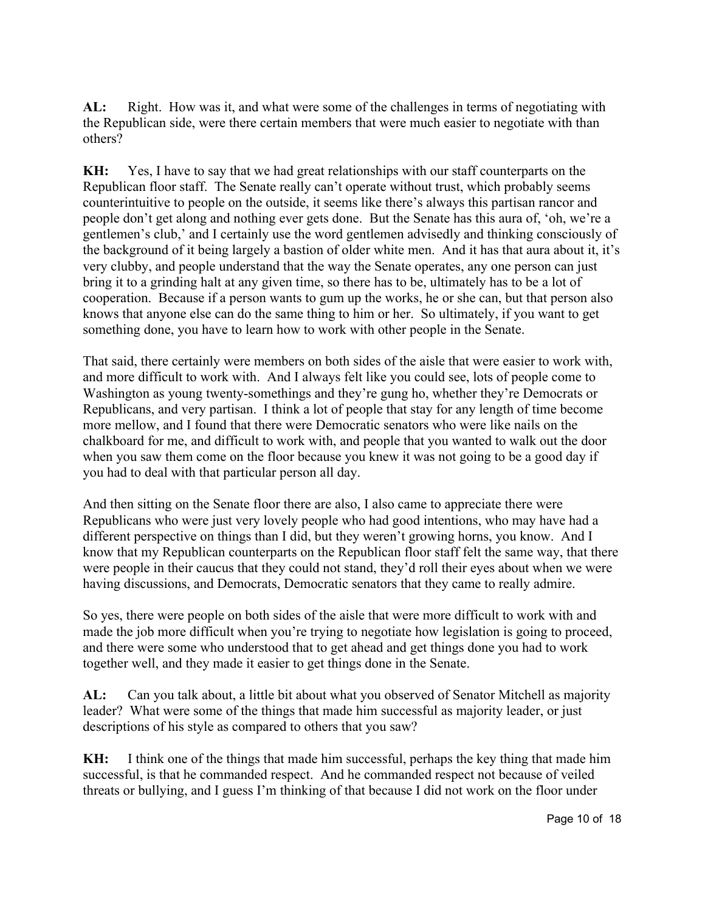**AL:** Right. How was it, and what were some of the challenges in terms of negotiating with the Republican side, were there certain members that were much easier to negotiate with than others?

**KH:** Yes, I have to say that we had great relationships with our staff counterparts on the Republican floor staff. The Senate really can't operate without trust, which probably seems counterintuitive to people on the outside, it seems like there's always this partisan rancor and people don't get along and nothing ever gets done. But the Senate has this aura of, 'oh, we're a gentlemen's club,' and I certainly use the word gentlemen advisedly and thinking consciously of the background of it being largely a bastion of older white men. And it has that aura about it, it's very clubby, and people understand that the way the Senate operates, any one person can just bring it to a grinding halt at any given time, so there has to be, ultimately has to be a lot of cooperation. Because if a person wants to gum up the works, he or she can, but that person also knows that anyone else can do the same thing to him or her. So ultimately, if you want to get something done, you have to learn how to work with other people in the Senate.

That said, there certainly were members on both sides of the aisle that were easier to work with, and more difficult to work with. And I always felt like you could see, lots of people come to Washington as young twenty-somethings and they're gung ho, whether they're Democrats or Republicans, and very partisan. I think a lot of people that stay for any length of time become more mellow, and I found that there were Democratic senators who were like nails on the chalkboard for me, and difficult to work with, and people that you wanted to walk out the door when you saw them come on the floor because you knew it was not going to be a good day if you had to deal with that particular person all day.

And then sitting on the Senate floor there are also, I also came to appreciate there were Republicans who were just very lovely people who had good intentions, who may have had a different perspective on things than I did, but they weren't growing horns, you know. And I know that my Republican counterparts on the Republican floor staff felt the same way, that there were people in their caucus that they could not stand, they'd roll their eyes about when we were having discussions, and Democrats, Democratic senators that they came to really admire.

So yes, there were people on both sides of the aisle that were more difficult to work with and made the job more difficult when you're trying to negotiate how legislation is going to proceed, and there were some who understood that to get ahead and get things done you had to work together well, and they made it easier to get things done in the Senate.

**AL:** Can you talk about, a little bit about what you observed of Senator Mitchell as majority leader? What were some of the things that made him successful as majority leader, or just descriptions of his style as compared to others that you saw?

**KH:** I think one of the things that made him successful, perhaps the key thing that made him successful, is that he commanded respect. And he commanded respect not because of veiled threats or bullying, and I guess I'm thinking of that because I did not work on the floor under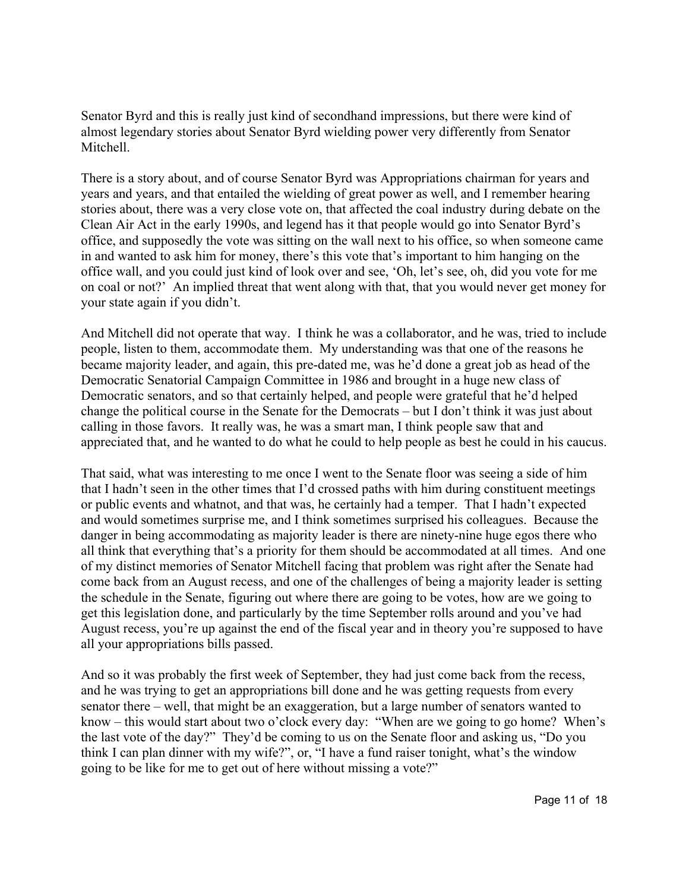Senator Byrd and this is really just kind of secondhand impressions, but there were kind of almost legendary stories about Senator Byrd wielding power very differently from Senator Mitchell.

There is a story about, and of course Senator Byrd was Appropriations chairman for years and years and years, and that entailed the wielding of great power as well, and I remember hearing stories about, there was a very close vote on, that affected the coal industry during debate on the Clean Air Act in the early 1990s, and legend has it that people would go into Senator Byrd's office, and supposedly the vote was sitting on the wall next to his office, so when someone came in and wanted to ask him for money, there's this vote that's important to him hanging on the office wall, and you could just kind of look over and see, 'Oh, let's see, oh, did you vote for me on coal or not?' An implied threat that went along with that, that you would never get money for your state again if you didn't.

And Mitchell did not operate that way. I think he was a collaborator, and he was, tried to include people, listen to them, accommodate them. My understanding was that one of the reasons he became majority leader, and again, this pre-dated me, was he'd done a great job as head of the Democratic Senatorial Campaign Committee in 1986 and brought in a huge new class of Democratic senators, and so that certainly helped, and people were grateful that he'd helped change the political course in the Senate for the Democrats – but I don't think it was just about calling in those favors. It really was, he was a smart man, I think people saw that and appreciated that, and he wanted to do what he could to help people as best he could in his caucus.

That said, what was interesting to me once I went to the Senate floor was seeing a side of him that I hadn't seen in the other times that I'd crossed paths with him during constituent meetings or public events and whatnot, and that was, he certainly had a temper. That I hadn't expected and would sometimes surprise me, and I think sometimes surprised his colleagues. Because the danger in being accommodating as majority leader is there are ninety-nine huge egos there who all think that everything that's a priority for them should be accommodated at all times. And one of my distinct memories of Senator Mitchell facing that problem was right after the Senate had come back from an August recess, and one of the challenges of being a majority leader is setting the schedule in the Senate, figuring out where there are going to be votes, how are we going to get this legislation done, and particularly by the time September rolls around and you've had August recess, you're up against the end of the fiscal year and in theory you're supposed to have all your appropriations bills passed.

And so it was probably the first week of September, they had just come back from the recess, and he was trying to get an appropriations bill done and he was getting requests from every senator there – well, that might be an exaggeration, but a large number of senators wanted to know – this would start about two o'clock every day: "When are we going to go home? When's the last vote of the day?" They'd be coming to us on the Senate floor and asking us, "Do you think I can plan dinner with my wife?", or, "I have a fund raiser tonight, what's the window going to be like for me to get out of here without missing a vote?"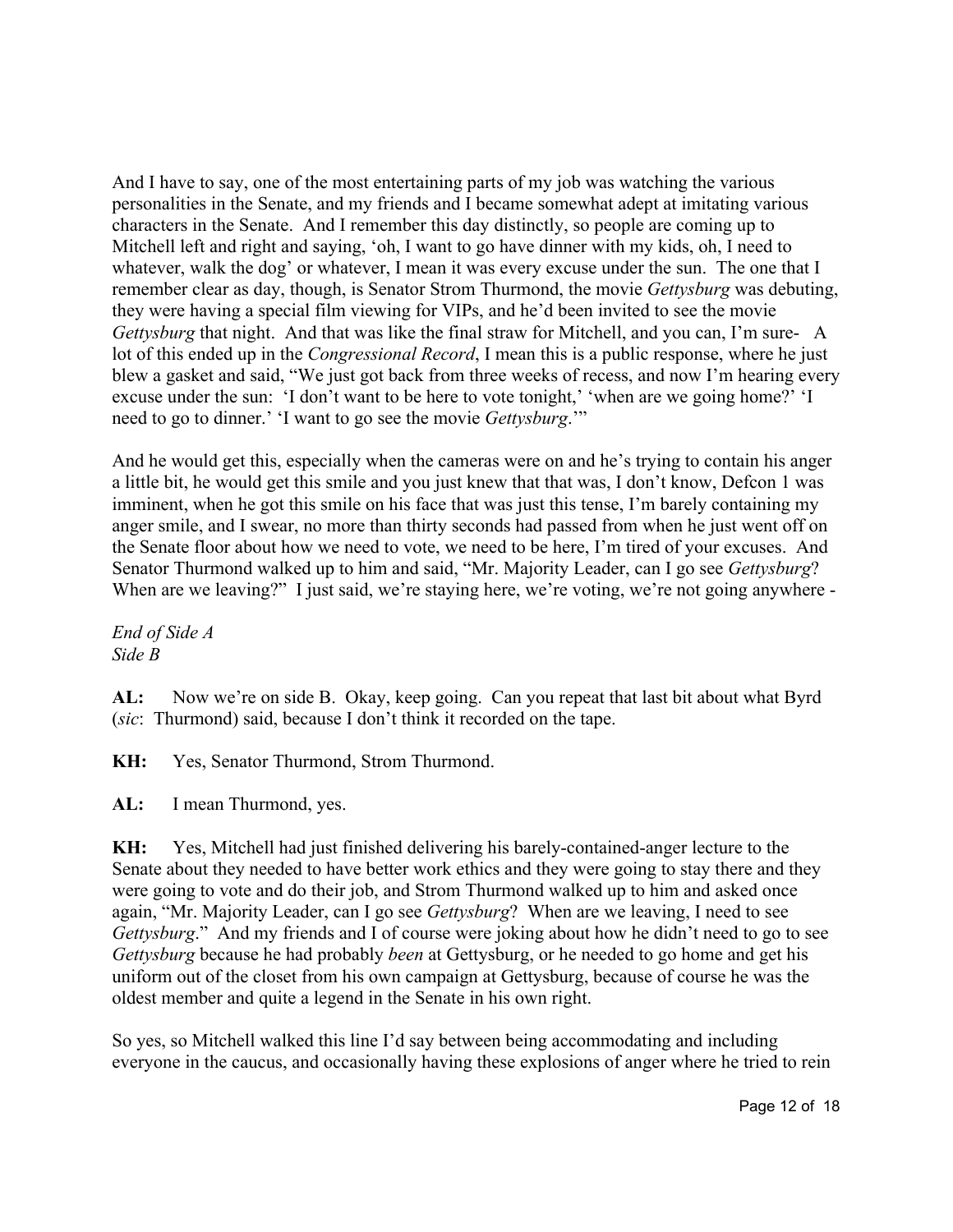And I have to say, one of the most entertaining parts of my job was watching the various personalities in the Senate, and my friends and I became somewhat adept at imitating various characters in the Senate. And I remember this day distinctly, so people are coming up to Mitchell left and right and saying, 'oh, I want to go have dinner with my kids, oh, I need to whatever, walk the dog' or whatever, I mean it was every excuse under the sun. The one that I remember clear as day, though, is Senator Strom Thurmond, the movie *Gettysburg* was debuting, they were having a special film viewing for VIPs, and he'd been invited to see the movie *Gettysburg* that night. And that was like the final straw for Mitchell, and you can, I'm sure- A lot of this ended up in the *Congressional Record*, I mean this is a public response, where he just blew a gasket and said, "We just got back from three weeks of recess, and now I'm hearing every excuse under the sun: 'I don't want to be here to vote tonight,' 'when are we going home?' 'I need to go to dinner.' 'I want to go see the movie *Gettysburg*.'"

And he would get this, especially when the cameras were on and he's trying to contain his anger a little bit, he would get this smile and you just knew that that was, I don't know, Defcon 1 was imminent, when he got this smile on his face that was just this tense, I'm barely containing my anger smile, and I swear, no more than thirty seconds had passed from when he just went off on the Senate floor about how we need to vote, we need to be here, I'm tired of your excuses. And Senator Thurmond walked up to him and said, "Mr. Majority Leader, can I go see *Gettysburg*? When are we leaving?" I just said, we're staying here, we're voting, we're not going anywhere -

*End of Side A*
*Side B*

**AL:** Now we're on side B. Okay, keep going. Can you repeat that last bit about what Byrd (*sic*: Thurmond) said, because I don't think it recorded on the tape.

**KH:** Yes, Senator Thurmond, Strom Thurmond.

**AL:** I mean Thurmond, yes.

**KH:** Yes, Mitchell had just finished delivering his barely-contained-anger lecture to the Senate about they needed to have better work ethics and they were going to stay there and they were going to vote and do their job, and Strom Thurmond walked up to him and asked once again, "Mr. Majority Leader, can I go see *Gettysburg*? When are we leaving, I need to see *Gettysburg*." And my friends and I of course were joking about how he didn't need to go to see *Gettysburg* because he had probably *been* at Gettysburg, or he needed to go home and get his uniform out of the closet from his own campaign at Gettysburg, because of course he was the oldest member and quite a legend in the Senate in his own right.

So yes, so Mitchell walked this line I'd say between being accommodating and including everyone in the caucus, and occasionally having these explosions of anger where he tried to rein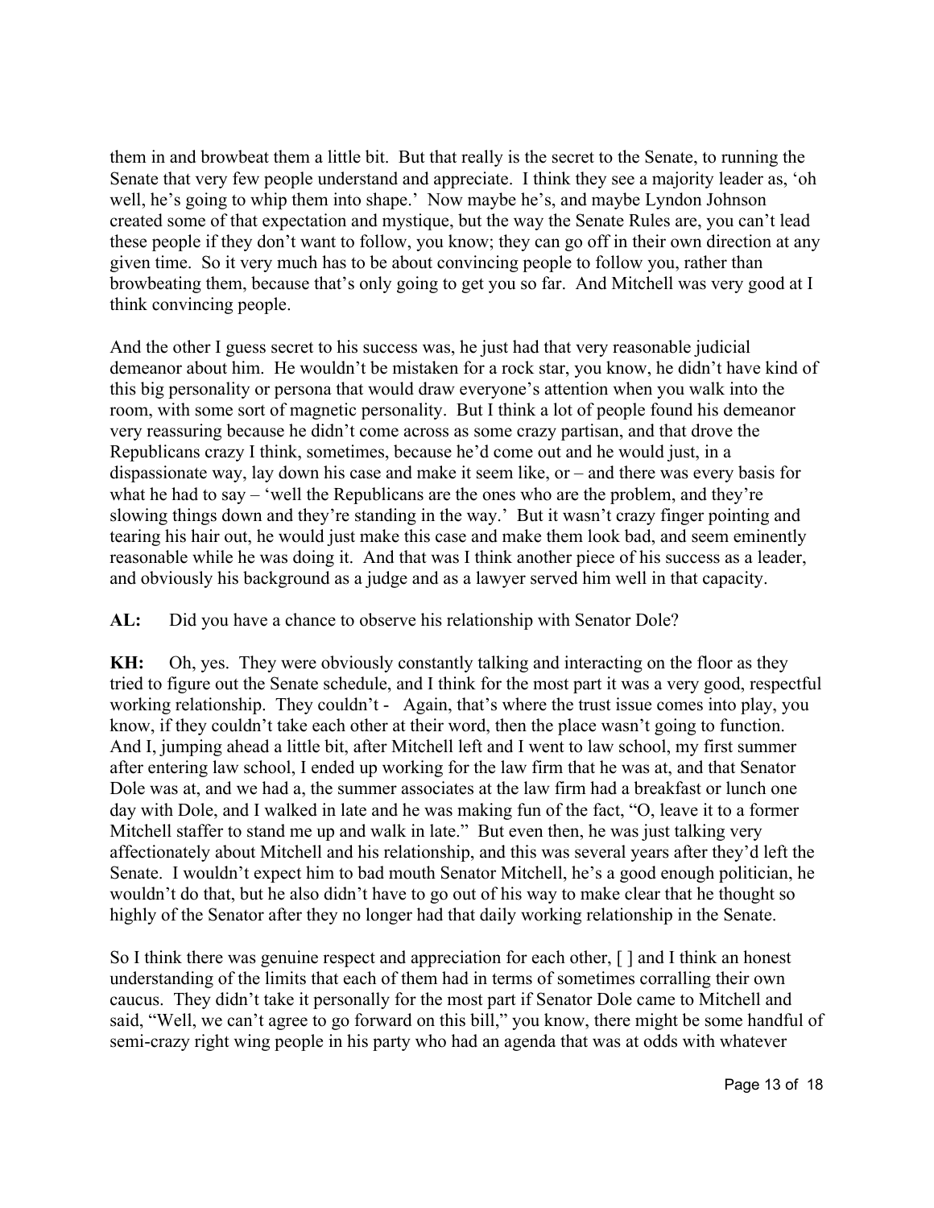them in and browbeat them a little bit. But that really is the secret to the Senate, to running the Senate that very few people understand and appreciate. I think they see a majority leader as, 'oh well, he's going to whip them into shape.' Now maybe he's, and maybe Lyndon Johnson created some of that expectation and mystique, but the way the Senate Rules are, you can't lead these people if they don't want to follow, you know; they can go off in their own direction at any given time. So it very much has to be about convincing people to follow you, rather than browbeating them, because that's only going to get you so far. And Mitchell was very good at I think convincing people.

And the other I guess secret to his success was, he just had that very reasonable judicial demeanor about him. He wouldn't be mistaken for a rock star, you know, he didn't have kind of this big personality or persona that would draw everyone's attention when you walk into the room, with some sort of magnetic personality. But I think a lot of people found his demeanor very reassuring because he didn't come across as some crazy partisan, and that drove the Republicans crazy I think, sometimes, because he'd come out and he would just, in a dispassionate way, lay down his case and make it seem like, or – and there was every basis for what he had to say – 'well the Republicans are the ones who are the problem, and they're slowing things down and they're standing in the way.' But it wasn't crazy finger pointing and tearing his hair out, he would just make this case and make them look bad, and seem eminently reasonable while he was doing it. And that was I think another piece of his success as a leader, and obviously his background as a judge and as a lawyer served him well in that capacity.

**AL:** Did you have a chance to observe his relationship with Senator Dole?

**KH:** Oh, yes. They were obviously constantly talking and interacting on the floor as they tried to figure out the Senate schedule, and I think for the most part it was a very good, respectful working relationship. They couldn't - Again, that's where the trust issue comes into play, you know, if they couldn't take each other at their word, then the place wasn't going to function. And I, jumping ahead a little bit, after Mitchell left and I went to law school, my first summer after entering law school, I ended up working for the law firm that he was at, and that Senator Dole was at, and we had a, the summer associates at the law firm had a breakfast or lunch one day with Dole, and I walked in late and he was making fun of the fact, "O, leave it to a former Mitchell staffer to stand me up and walk in late." But even then, he was just talking very affectionately about Mitchell and his relationship, and this was several years after they'd left the Senate. I wouldn't expect him to bad mouth Senator Mitchell, he's a good enough politician, he wouldn't do that, but he also didn't have to go out of his way to make clear that he thought so highly of the Senator after they no longer had that daily working relationship in the Senate.

So I think there was genuine respect and appreciation for each other, [ ] and I think an honest understanding of the limits that each of them had in terms of sometimes corralling their own caucus. They didn't take it personally for the most part if Senator Dole came to Mitchell and said, "Well, we can't agree to go forward on this bill," you know, there might be some handful of semi-crazy right wing people in his party who had an agenda that was at odds with whatever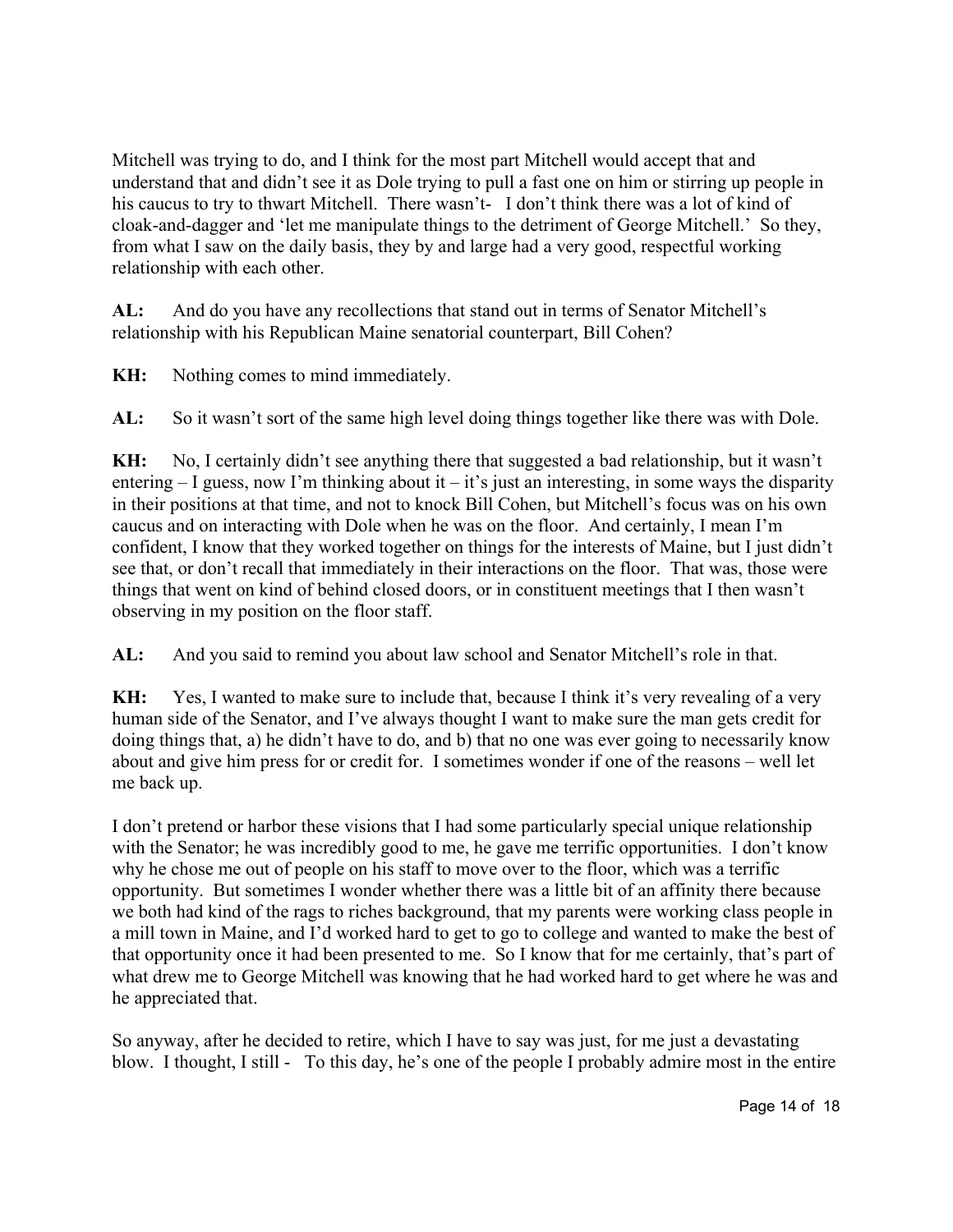Mitchell was trying to do, and I think for the most part Mitchell would accept that and understand that and didn't see it as Dole trying to pull a fast one on him or stirring up people in his caucus to try to thwart Mitchell. There wasn't- I don't think there was a lot of kind of cloak-and-dagger and 'let me manipulate things to the detriment of George Mitchell.' So they, from what I saw on the daily basis, they by and large had a very good, respectful working relationship with each other.

**AL:** And do you have any recollections that stand out in terms of Senator Mitchell's relationship with his Republican Maine senatorial counterpart, Bill Cohen?

**KH:** Nothing comes to mind immediately.

**AL:** So it wasn't sort of the same high level doing things together like there was with Dole.

**KH:** No, I certainly didn't see anything there that suggested a bad relationship, but it wasn't entering – I guess, now I'm thinking about it – it's just an interesting, in some ways the disparity in their positions at that time, and not to knock Bill Cohen, but Mitchell's focus was on his own caucus and on interacting with Dole when he was on the floor. And certainly, I mean I'm confident, I know that they worked together on things for the interests of Maine, but I just didn't see that, or don't recall that immediately in their interactions on the floor. That was, those were things that went on kind of behind closed doors, or in constituent meetings that I then wasn't observing in my position on the floor staff.

**AL:** And you said to remind you about law school and Senator Mitchell's role in that.

**KH:** Yes, I wanted to make sure to include that, because I think it's very revealing of a very human side of the Senator, and I've always thought I want to make sure the man gets credit for doing things that, a) he didn't have to do, and b) that no one was ever going to necessarily know about and give him press for or credit for. I sometimes wonder if one of the reasons – well let me back up.

I don't pretend or harbor these visions that I had some particularly special unique relationship with the Senator; he was incredibly good to me, he gave me terrific opportunities. I don't know why he chose me out of people on his staff to move over to the floor, which was a terrific opportunity. But sometimes I wonder whether there was a little bit of an affinity there because we both had kind of the rags to riches background, that my parents were working class people in a mill town in Maine, and I'd worked hard to get to go to college and wanted to make the best of that opportunity once it had been presented to me. So I know that for me certainly, that's part of what drew me to George Mitchell was knowing that he had worked hard to get where he was and he appreciated that.

So anyway, after he decided to retire, which I have to say was just, for me just a devastating blow. I thought, I still - To this day, he's one of the people I probably admire most in the entire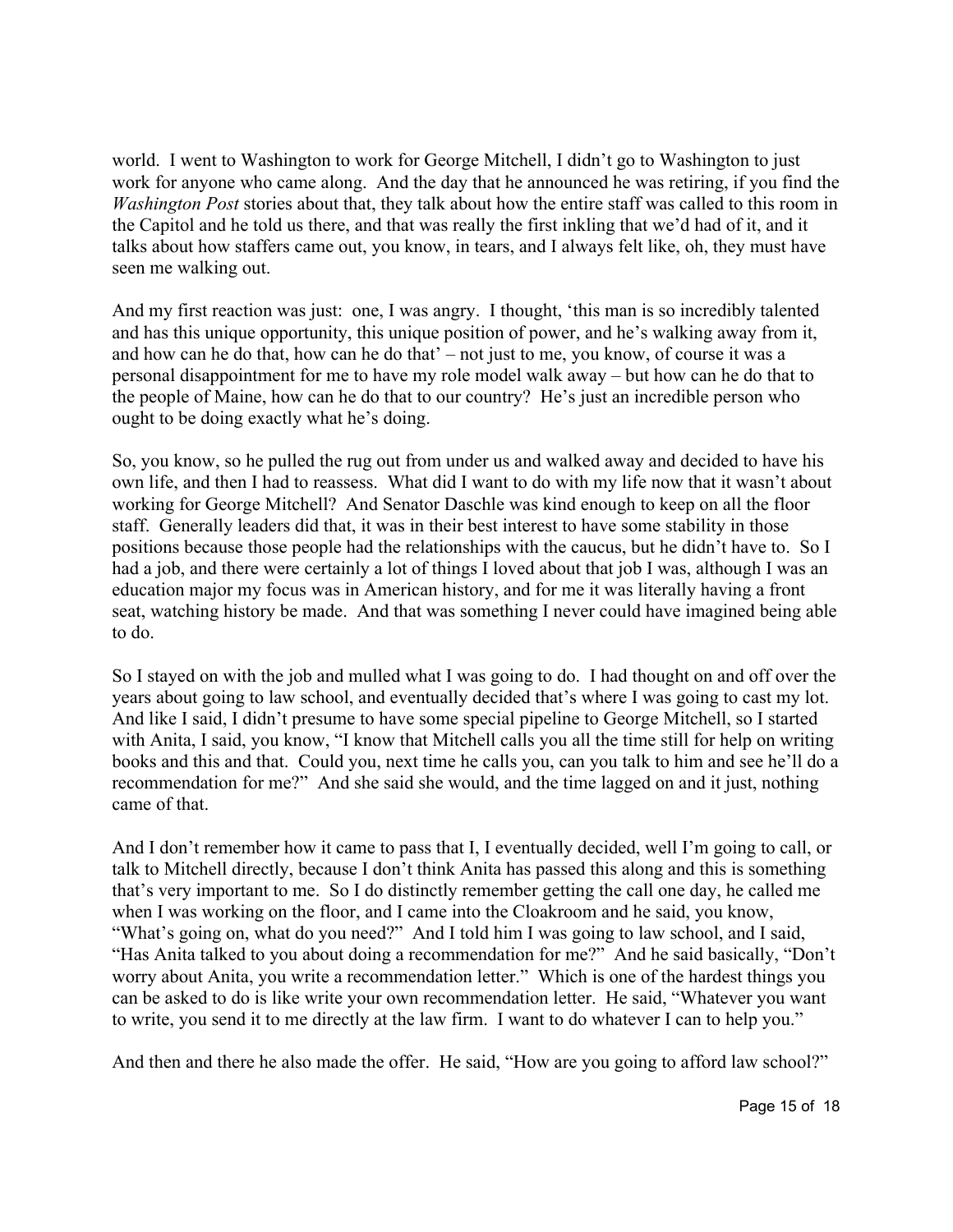world. I went to Washington to work for George Mitchell, I didn't go to Washington to just work for anyone who came along. And the day that he announced he was retiring, if you find the *Washington Post* stories about that, they talk about how the entire staff was called to this room in the Capitol and he told us there, and that was really the first inkling that we'd had of it, and it talks about how staffers came out, you know, in tears, and I always felt like, oh, they must have seen me walking out.

And my first reaction was just: one, I was angry. I thought, 'this man is so incredibly talented and has this unique opportunity, this unique position of power, and he's walking away from it, and how can he do that, how can he do that' – not just to me, you know, of course it was a personal disappointment for me to have my role model walk away – but how can he do that to the people of Maine, how can he do that to our country? He's just an incredible person who ought to be doing exactly what he's doing.

So, you know, so he pulled the rug out from under us and walked away and decided to have his own life, and then I had to reassess. What did I want to do with my life now that it wasn't about working for George Mitchell? And Senator Daschle was kind enough to keep on all the floor staff. Generally leaders did that, it was in their best interest to have some stability in those positions because those people had the relationships with the caucus, but he didn't have to. So I had a job, and there were certainly a lot of things I loved about that job I was, although I was an education major my focus was in American history, and for me it was literally having a front seat, watching history be made. And that was something I never could have imagined being able to do.

So I stayed on with the job and mulled what I was going to do. I had thought on and off over the years about going to law school, and eventually decided that's where I was going to cast my lot. And like I said, I didn't presume to have some special pipeline to George Mitchell, so I started with Anita, I said, you know, "I know that Mitchell calls you all the time still for help on writing books and this and that. Could you, next time he calls you, can you talk to him and see he'll do a recommendation for me?" And she said she would, and the time lagged on and it just, nothing came of that.

And I don't remember how it came to pass that I, I eventually decided, well I'm going to call, or talk to Mitchell directly, because I don't think Anita has passed this along and this is something that's very important to me. So I do distinctly remember getting the call one day, he called me when I was working on the floor, and I came into the Cloakroom and he said, you know, "What's going on, what do you need?" And I told him I was going to law school, and I said, "Has Anita talked to you about doing a recommendation for me?" And he said basically, "Don't worry about Anita, you write a recommendation letter." Which is one of the hardest things you can be asked to do is like write your own recommendation letter. He said, "Whatever you want to write, you send it to me directly at the law firm. I want to do whatever I can to help you."

And then and there he also made the offer. He said, "How are you going to afford law school?"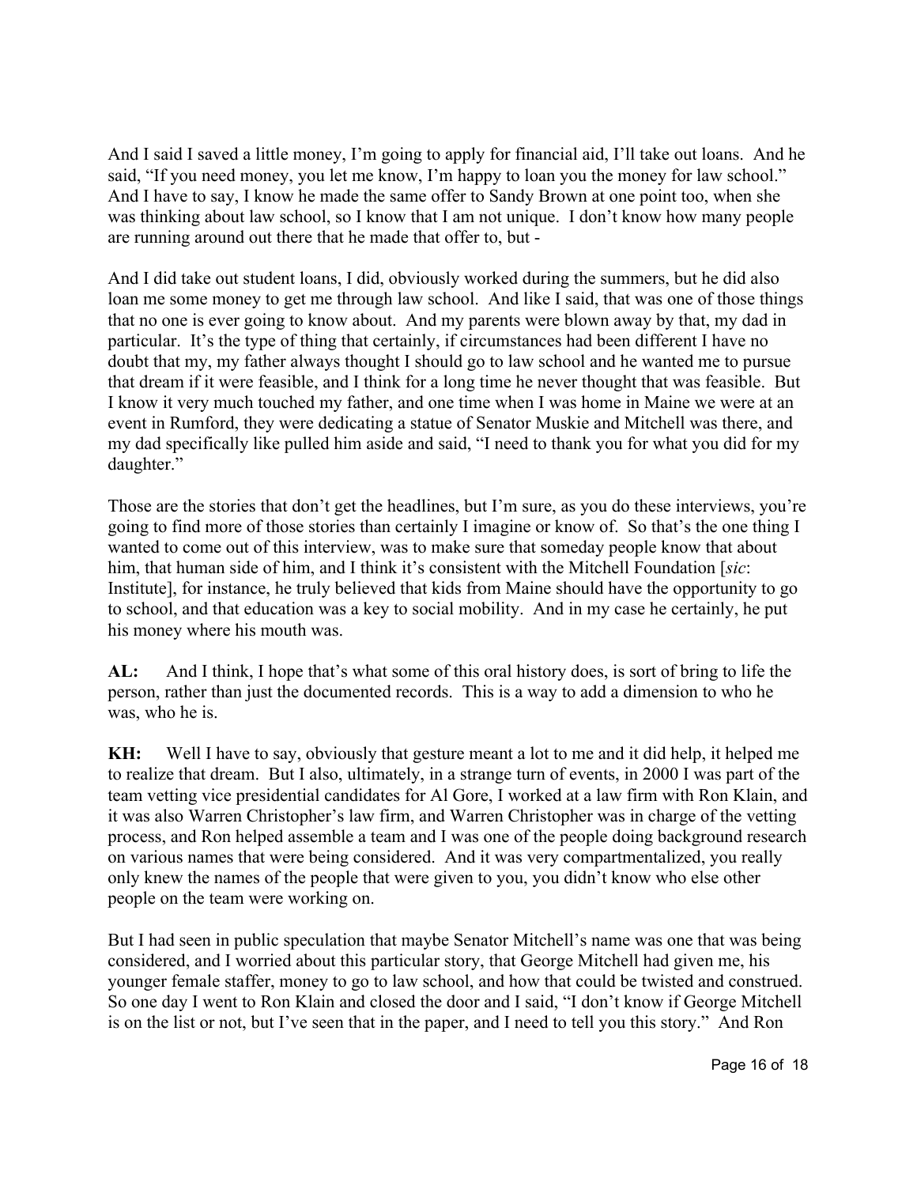And I said I saved a little money, I'm going to apply for financial aid, I'll take out loans. And he said, "If you need money, you let me know, I'm happy to loan you the money for law school." And I have to say, I know he made the same offer to Sandy Brown at one point too, when she was thinking about law school, so I know that I am not unique. I don't know how many people are running around out there that he made that offer to, but -

And I did take out student loans, I did, obviously worked during the summers, but he did also loan me some money to get me through law school. And like I said, that was one of those things that no one is ever going to know about. And my parents were blown away by that, my dad in particular. It's the type of thing that certainly, if circumstances had been different I have no doubt that my, my father always thought I should go to law school and he wanted me to pursue that dream if it were feasible, and I think for a long time he never thought that was feasible. But I know it very much touched my father, and one time when I was home in Maine we were at an event in Rumford, they were dedicating a statue of Senator Muskie and Mitchell was there, and my dad specifically like pulled him aside and said, "I need to thank you for what you did for my daughter."

Those are the stories that don't get the headlines, but I'm sure, as you do these interviews, you're going to find more of those stories than certainly I imagine or know of. So that's the one thing I wanted to come out of this interview, was to make sure that someday people know that about him, that human side of him, and I think it's consistent with the Mitchell Foundation [*sic*: Institute], for instance, he truly believed that kids from Maine should have the opportunity to go to school, and that education was a key to social mobility. And in my case he certainly, he put his money where his mouth was.

**AL:** And I think, I hope that's what some of this oral history does, is sort of bring to life the person, rather than just the documented records. This is a way to add a dimension to who he was, who he is.

**KH:** Well I have to say, obviously that gesture meant a lot to me and it did help, it helped me to realize that dream. But I also, ultimately, in a strange turn of events, in 2000 I was part of the team vetting vice presidential candidates for Al Gore, I worked at a law firm with Ron Klain, and it was also Warren Christopher's law firm, and Warren Christopher was in charge of the vetting process, and Ron helped assemble a team and I was one of the people doing background research on various names that were being considered. And it was very compartmentalized, you really only knew the names of the people that were given to you, you didn't know who else other people on the team were working on.

But I had seen in public speculation that maybe Senator Mitchell's name was one that was being considered, and I worried about this particular story, that George Mitchell had given me, his younger female staffer, money to go to law school, and how that could be twisted and construed. So one day I went to Ron Klain and closed the door and I said, "I don't know if George Mitchell is on the list or not, but I've seen that in the paper, and I need to tell you this story." And Ron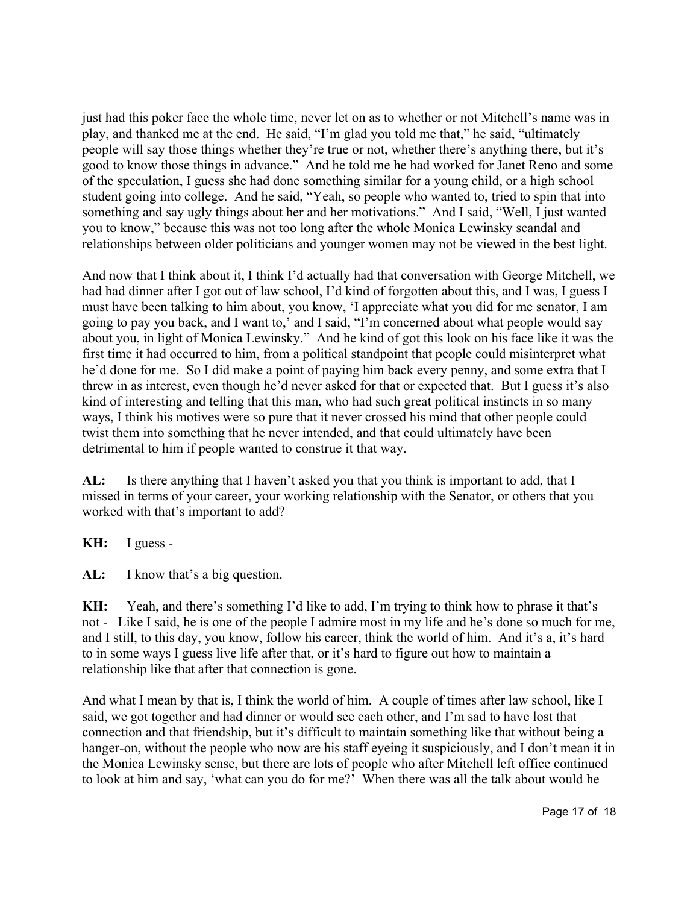just had this poker face the whole time, never let on as to whether or not Mitchell's name was in play, and thanked me at the end. He said, "I'm glad you told me that," he said, "ultimately people will say those things whether they're true or not, whether there's anything there, but it's good to know those things in advance." And he told me he had worked for Janet Reno and some of the speculation, I guess she had done something similar for a young child, or a high school student going into college. And he said, "Yeah, so people who wanted to, tried to spin that into something and say ugly things about her and her motivations." And I said, "Well, I just wanted you to know," because this was not too long after the whole Monica Lewinsky scandal and relationships between older politicians and younger women may not be viewed in the best light.

And now that I think about it, I think I'd actually had that conversation with George Mitchell, we had had dinner after I got out of law school, I'd kind of forgotten about this, and I was, I guess I must have been talking to him about, you know, 'I appreciate what you did for me senator, I am going to pay you back, and I want to,' and I said, "I'm concerned about what people would say about you, in light of Monica Lewinsky." And he kind of got this look on his face like it was the first time it had occurred to him, from a political standpoint that people could misinterpret what he'd done for me. So I did make a point of paying him back every penny, and some extra that I threw in as interest, even though he'd never asked for that or expected that. But I guess it's also kind of interesting and telling that this man, who had such great political instincts in so many ways, I think his motives were so pure that it never crossed his mind that other people could twist them into something that he never intended, and that could ultimately have been detrimental to him if people wanted to construe it that way.

**AL:** Is there anything that I haven't asked you that you think is important to add, that I missed in terms of your career, your working relationship with the Senator, or others that you worked with that's important to add?

**KH:** I guess -

**AL:** I know that's a big question.

**KH:** Yeah, and there's something I'd like to add, I'm trying to think how to phrase it that's not - Like I said, he is one of the people I admire most in my life and he's done so much for me, and I still, to this day, you know, follow his career, think the world of him. And it's a, it's hard to in some ways I guess live life after that, or it's hard to figure out how to maintain a relationship like that after that connection is gone.

And what I mean by that is, I think the world of him. A couple of times after law school, like I said, we got together and had dinner or would see each other, and I'm sad to have lost that connection and that friendship, but it's difficult to maintain something like that without being a hanger-on, without the people who now are his staff eyeing it suspiciously, and I don't mean it in the Monica Lewinsky sense, but there are lots of people who after Mitchell left office continued to look at him and say, 'what can you do for me?' When there was all the talk about would he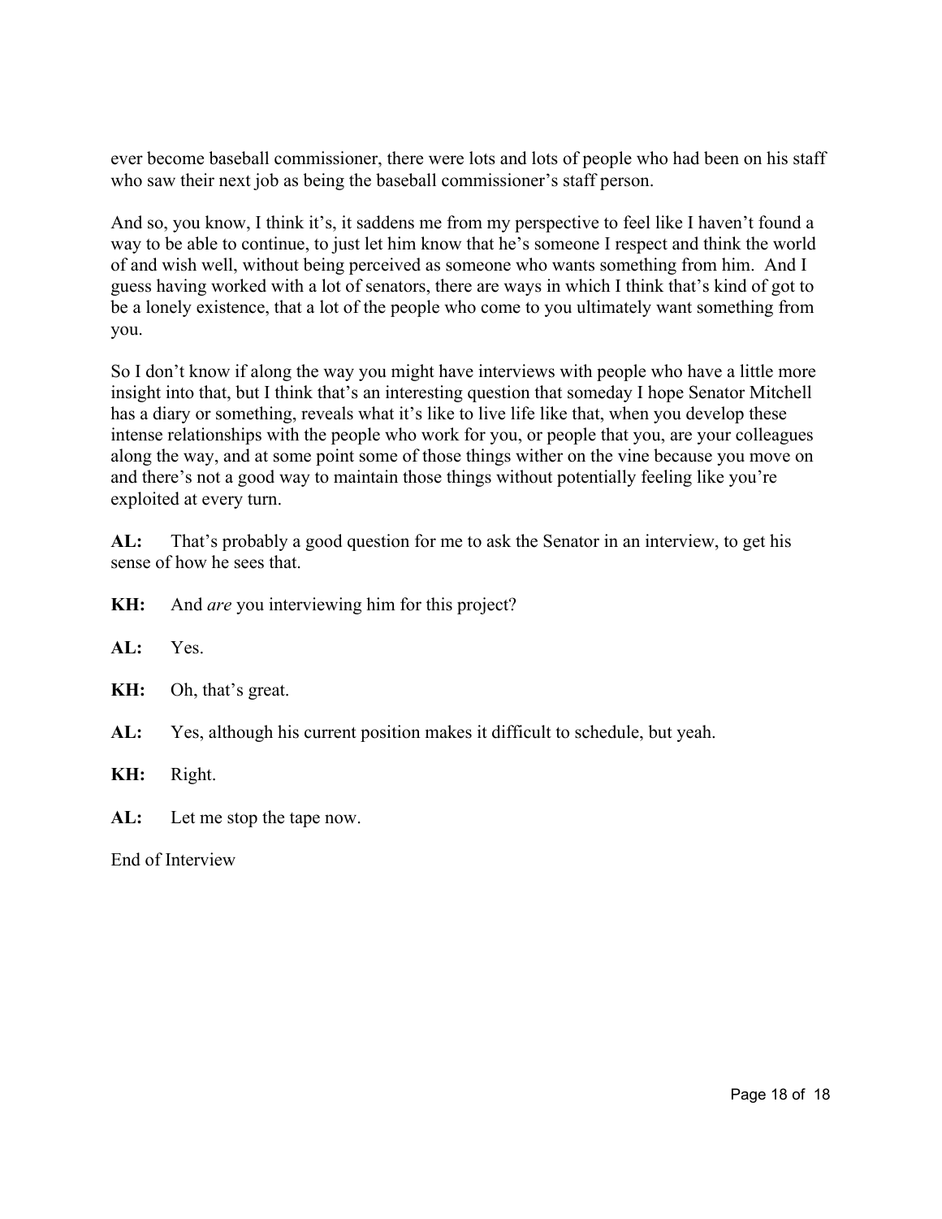ever become baseball commissioner, there were lots and lots of people who had been on his staff who saw their next job as being the baseball commissioner's staff person.

And so, you know, I think it's, it saddens me from my perspective to feel like I haven't found a way to be able to continue, to just let him know that he's someone I respect and think the world of and wish well, without being perceived as someone who wants something from him. And I guess having worked with a lot of senators, there are ways in which I think that's kind of got to be a lonely existence, that a lot of the people who come to you ultimately want something from you.

So I don't know if along the way you might have interviews with people who have a little more insight into that, but I think that's an interesting question that someday I hope Senator Mitchell has a diary or something, reveals what it's like to live life like that, when you develop these intense relationships with the people who work for you, or people that you, are your colleagues along the way, and at some point some of those things wither on the vine because you move on and there's not a good way to maintain those things without potentially feeling like you're exploited at every turn.

**AL:** That's probably a good question for me to ask the Senator in an interview, to get his sense of how he sees that.

**KH:** And *are* you interviewing him for this project?

**AL:** Yes.

**KH:** Oh, that's great.

**AL:** Yes, although his current position makes it difficult to schedule, but yeah.

**KH:** Right.

**AL:** Let me stop the tape now.

End of Interview